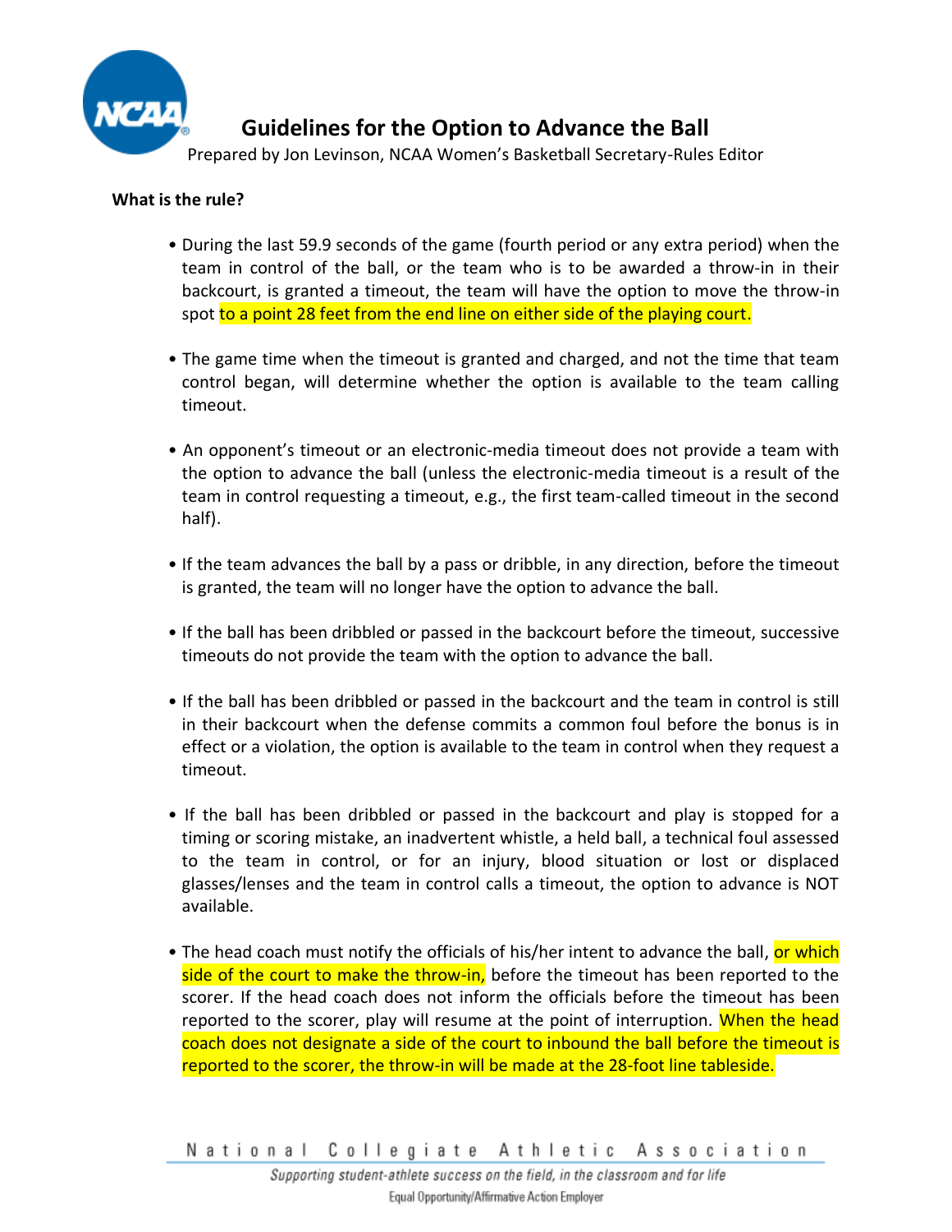# Guidelines for the Option to Advance the Ball

Prepared by Jon Levinson, NCAA Women's Basketball Secretary-Rules Editor

**What is the rule?**

- During the last 59.9 seconds of the game (fourth period or any extra period) when the team in control of the ball, or the team who is to be awarded a throw-in in their backcourt, is granted a timeout, the team will have the option to move the throw-in spot to a point 28 feet from the end line on either side of the playing court.

- The game time when the timeout is granted and charged, and not the time that team control began, will determine whether the option is available to the team calling timeout.

- An opponent's timeout or an electronic-media timeout does not provide a team with the option to advance the ball (unless the electronic-media timeout is a result of the team in control requesting a timeout, e.g., the first team-called timeout in the second half).

- If the team advances the ball by a pass or dribble, in any direction, before the timeout is granted, the team will no longer have the option to advance the ball.

- If the ball has been dribbled or passed in the backcourt before the timeout, successive timeouts do not provide the team with the option to advance the ball.

- If the ball has been dribbled or passed in the backcourt and the team in control is still in their backcourt when the defense commits a common foul before the bonus is in effect or a violation, the option is available to the team in control when they request a timeout.

- If the ball has been dribbled or passed in the backcourt and play is stopped for a timing or scoring mistake, an inadvertent whistle, a held ball, a technical foul assessed to the team in control, or for an injury, blood situation or lost or displaced glasses/lenses and the team in control calls a timeout, the option to advance is NOT available.

- The head coach must notify the officials of his/her intent to advance the ball, or which side of the court to make the throw-in, before the timeout has been reported to the scorer. If the head coach does not inform the officials before the timeout has been reported to the scorer, play will resume at the point of interruption. When the head coach does not designate a side of the court to inbound the ball before the timeout is reported to the scorer, the throw-in will be made at the 28-foot line tableside.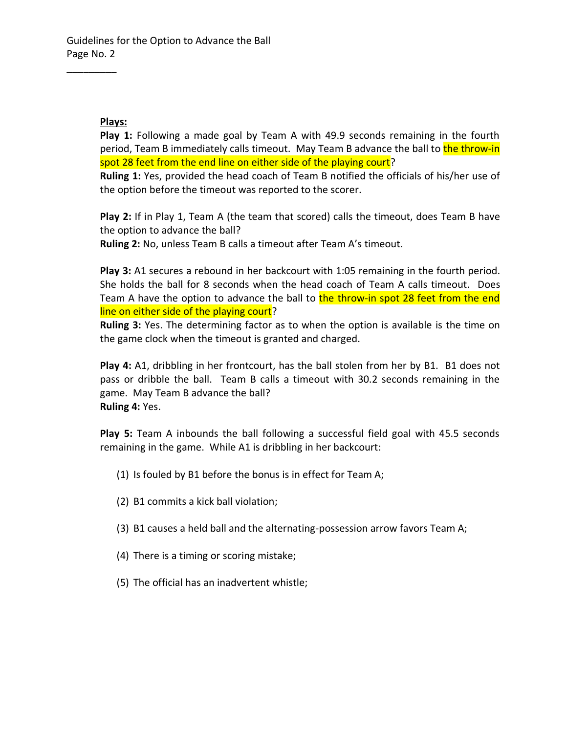**Plays:**

**Play 1:** Following a made goal by Team A with 49.9 seconds remaining in the fourth period, Team B immediately calls timeout. May Team B advance the ball to the throw-in spot 28 feet from the end line on either side of the playing court?

**Ruling 1:** Yes, provided the head coach of Team B notified the officials of his/her use of the option before the timeout was reported to the scorer.

**Play 2:** If in Play 1, Team A (the team that scored) calls the timeout, does Team B have the option to advance the ball?

**Ruling 2:** No, unless Team B calls a timeout after Team A's timeout.

**Play 3:** A1 secures a rebound in her backcourt with 1:05 remaining in the fourth period. She holds the ball for 8 seconds when the head coach of Team A calls timeout. Does Team A have the option to advance the ball to the throw-in spot 28 feet from the end line on either side of the playing court?

**Ruling 3:** Yes. The determining factor as to when the option is available is the time on the game clock when the timeout is granted and charged.

**Play 4:** A1, dribbling in her frontcourt, has the ball stolen from her by B1. B1 does not pass or dribble the ball. Team B calls a timeout with 30.2 seconds remaining in the game. May Team B advance the ball?

**Ruling 4:** Yes.

**Play 5:** Team A inbounds the ball following a successful field goal with 45.5 seconds remaining in the game. While A1 is dribbling in her backcourt:

(1) Is fouled by B1 before the bonus is in effect for Team A;

(2) B1 commits a kick ball violation;

(3) B1 causes a held ball and the alternating-possession arrow favors Team A;

(4) There is a timing or scoring mistake;

(5) The official has an inadvertent whistle;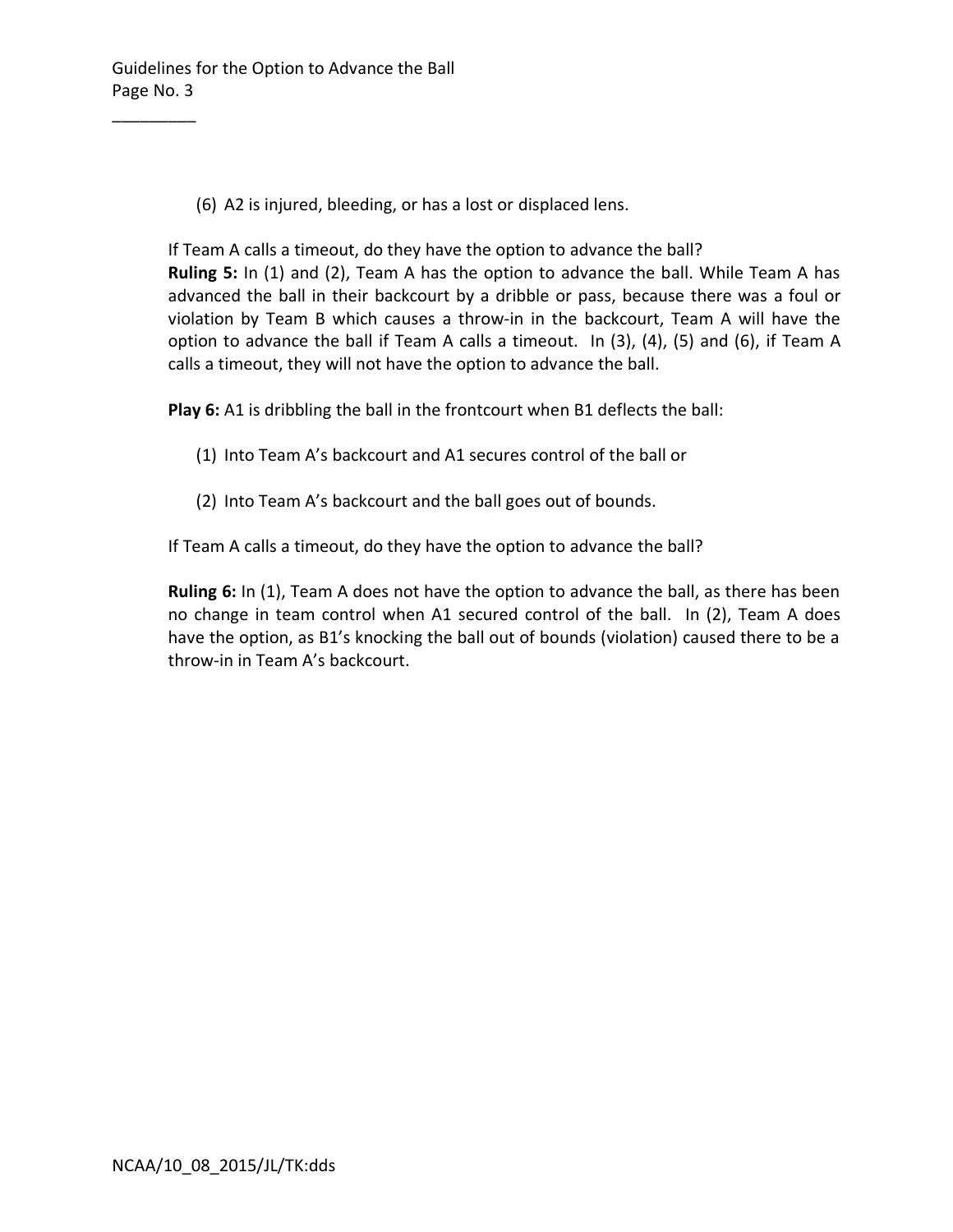(6) A2 is injured, bleeding, or has a lost or displaced lens.

If Team A calls a timeout, do they have the option to advance the ball?
**Ruling 5:** In (1) and (2), Team A has the option to advance the ball. While Team A has advanced the ball in their backcourt by a dribble or pass, because there was a foul or violation by Team B which causes a throw-in in the backcourt, Team A will have the option to advance the ball if Team A calls a timeout. In (3), (4), (5) and (6), if Team A calls a timeout, they will not have the option to advance the ball.

**Play 6:** A1 is dribbling the ball in the frontcourt when B1 deflects the ball:

(1) Into Team A's backcourt and A1 secures control of the ball or

(2) Into Team A's backcourt and the ball goes out of bounds.

If Team A calls a timeout, do they have the option to advance the ball?

**Ruling 6:** In (1), Team A does not have the option to advance the ball, as there has been no change in team control when A1 secured control of the ball. In (2), Team A does have the option, as B1's knocking the ball out of bounds (violation) caused there to be a throw-in in Team A's backcourt.

NCAA/10_08_2015/JL/TK:dds